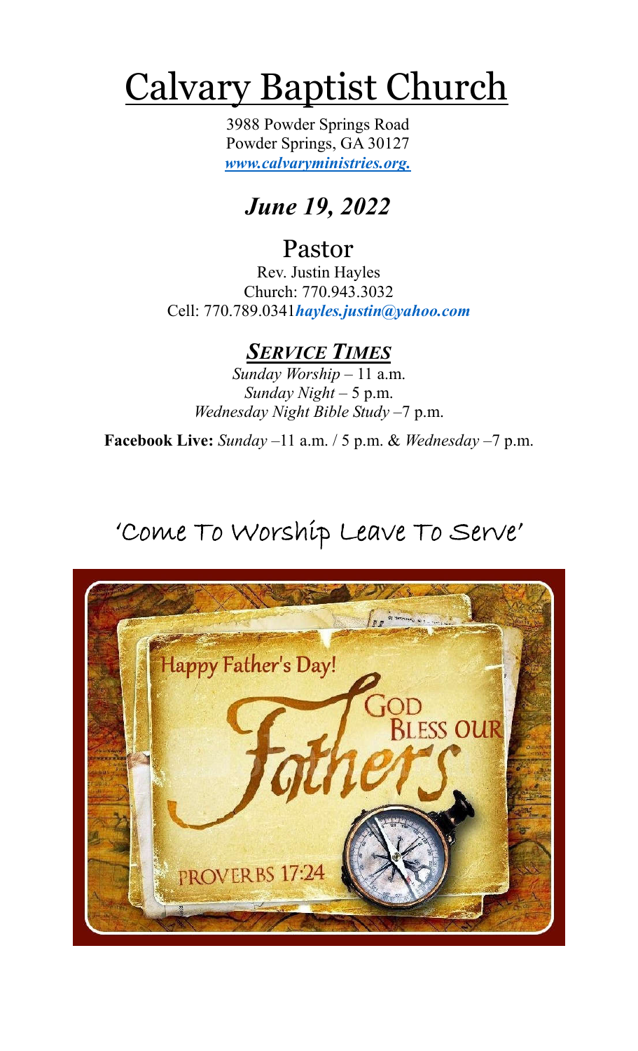# Calvary Baptist Church

3988 Powder Springs Road
Powder Springs, GA 30127
*www.calvaryministries.org.*

## *June 19, 2022*

## Pastor

Rev. Justin Hayles
Church: 770.943.3032
Cell: 770.789.0341*hayles.justin@yahoo.com*

### *SERVICE TIMES*

*Sunday Worship* – 11 a.m.
*Sunday Night* – 5 p.m.
*Wednesday Night Bible Study* –7 p.m.

**Facebook Live:** *Sunday* –11 a.m. / 5 p.m. & *Wednesday* –7 p.m.

'Come To Worship Leave To Serve'

Happy Father's Day!

God Bless our Fathers

PROVERBS 17:24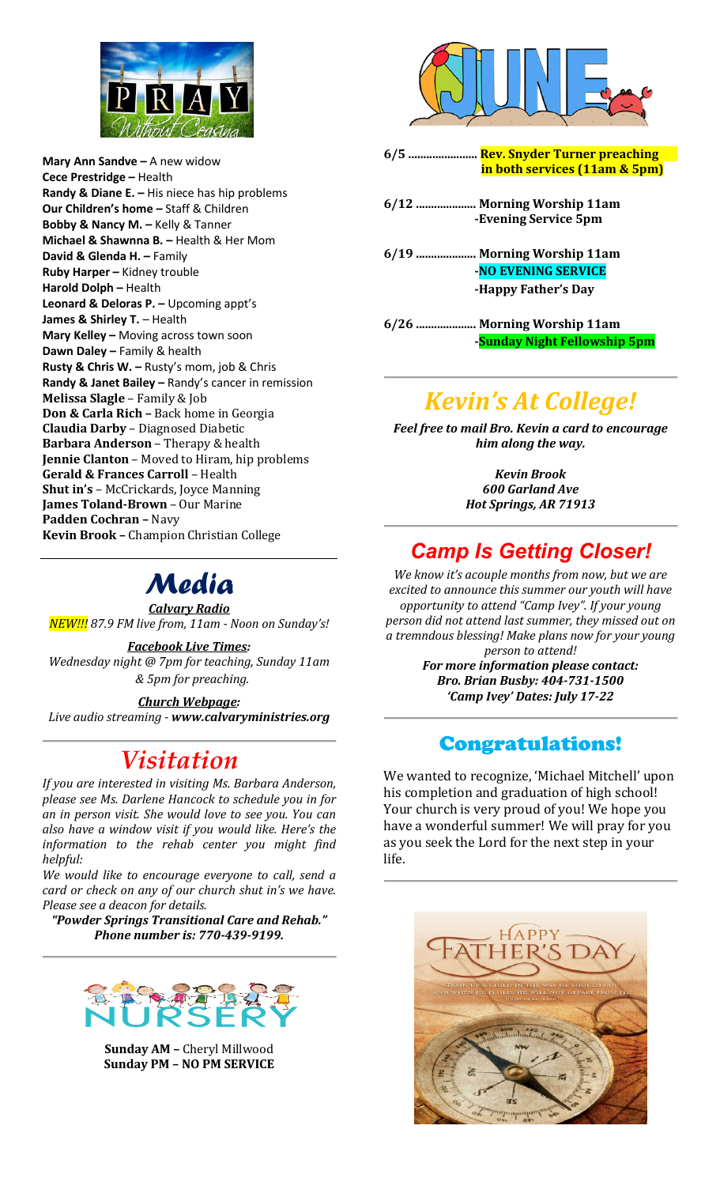**Mary Ann Sandve –** A new widow
**Cece Prestridge –** Health
**Randy & Diane E. –** His niece has hip problems
**Our Children's home –** Staff & Children
**Bobby & Nancy M. –** Kelly & Tanner
**Michael & Shawnna B. –** Health & Her Mom
**David & Glenda H. –** Family
**Ruby Harper –** Kidney trouble
**Harold Dolph –** Health
**Leonard & Deloras P. –** Upcoming appt's
**James & Shirley T.** – Health
**Mary Kelley –** Moving across town soon
**Dawn Daley –** Family & health
**Rusty & Chris W. –** Rusty's mom, job & Chris
**Randy & Janet Bailey –** Randy's cancer in remission
**Melissa Slagle** – Family & Job
**Don & Carla Rich –** Back home in Georgia
**Claudia Darby** – Diagnosed Diabetic
**Barbara Anderson** – Therapy & health
**Jennie Clanton** – Moved to Hiram, hip problems
**Gerald & Frances Carroll** – Health
**Shut in's** – McCrickards, Joyce Manning
**James Toland-Brown** – Our Marine
**Padden Cochran –** Navy
**Kevin Brook –** Champion Christian College

# *Media*

***Calvary Radio***
*NEW!!! 87.9 FM live from, 11am - Noon on Sunday's!*

***Facebook Live Times:***
*Wednesday night @ 7pm for teaching, Sunday 11am & 5pm for preaching.*

***Church Webpage:***
*Live audio streaming - **www.calvaryministries.org***

# *Visitation*

*If you are interested in visiting Ms. Barbara Anderson, please see Ms. Darlene Hancock to schedule you in for an in person visit. She would love to see you. You can also have a window visit if you would like. Here's the information to the rehab center you might find helpful:*

*We would like to encourage everyone to call, send a card or check on any of our church shut in's we have. Please see a deacon for details.*

***"Powder Springs Transitional Care and Rehab." Phone number is: 770-439-9199.***

## NURSERY

**Sunday AM –** Cheryl Millwood
**Sunday PM – NO PM SERVICE**

## JUNE

**6/5 ....................... Rev. Snyder Turner preaching in both services (11am & 5pm)**

**6/12 .................... Morning Worship 11am**
**-Evening Service 5pm**

**6/19 .................... Morning Worship 11am**
**-NO EVENING SERVICE**
**-Happy Father's Day**

**6/26 .................... Morning Worship 11am**
**-Sunday Night Fellowship 5pm**

# *Kevin's At College!*

***Feel free to mail Bro. Kevin a card to encourage him along the way.***

***Kevin Brook***
***600 Garland Ave***
***Hot Springs, AR 71913***

# *Camp Is Getting Closer!*

*We know it's acouple months from now, but we are excited to announce this summer our youth will have opportunity to attend "Camp Ivey". If your young person did not attend last summer, they missed out on a tremndous blessing! Make plans now for your young person to attend!*

***For more information please contact:***
***Bro. Brian Busby: 404-731-1500***
***'Camp Ivey' Dates: July 17-22***

# Congratulations!

We wanted to recognize, 'Michael Mitchell' upon his completion and graduation of high school! Your church is very proud of you! We hope you have a wonderful summer! We will pray for you as you seek the Lord for the next step in your life.